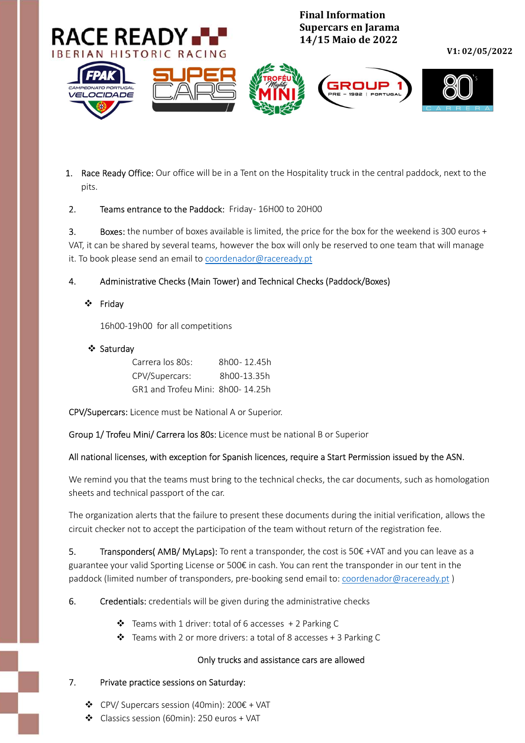RACE READY
IBERIAN HISTORIC RACING

**Final Information**
**Supercars en Jarama**
**14/15 Maio de 2022**

**V1: 02/05/2022**

1. Race Ready Office: Our office will be in a Tent on the Hospitality truck in the central paddock, next to the pits.

2. Teams entrance to the Paddock: Friday- 16H00 to 20H00

3. Boxes: the number of boxes available is limited, the price for the box for the weekend is 300 euros + VAT, it can be shared by several teams, however the box will only be reserved to one team that will manage it. To book please send an email to coordenador@raceready.pt

4. Administrative Checks (Main Tower) and Technical Checks (Paddock/Boxes)

- Friday

  16h00-19h00 for all competitions

- Saturday

  Carrera los 80s: 8h00- 12.45h
  CPV/Supercars: 8h00-13.35h
  GR1 and Trofeu Mini: 8h00- 14.25h

CPV/Supercars: Licence must be National A or Superior.

Group 1/ Trofeu Mini/ Carrera los 80s: Licence must be national B or Superior

All national licenses, with exception for Spanish licences, require a Start Permission issued by the ASN.

We remind you that the teams must bring to the technical checks, the car documents, such as homologation sheets and technical passport of the car.

The organization alerts that the failure to present these documents during the initial verification, allows the circuit checker not to accept the participation of the team without return of the registration fee.

5. Transponders( AMB/ MyLaps): To rent a transponder, the cost is 50€ +VAT and you can leave as a guarantee your valid Sporting License or 500€ in cash. You can rent the transponder in our tent in the paddock (limited number of transponders, pre-booking send email to: coordenador@raceready.pt )

6. Credentials: credentials will be given during the administrative checks

- Teams with 1 driver: total of 6 accesses + 2 Parking C
- Teams with 2 or more drivers: a total of 8 accesses + 3 Parking C

Only trucks and assistance cars are allowed

7. Private practice sessions on Saturday:

- CPV/ Supercars session (40min): 200€ + VAT
- Classics session (60min): 250 euros + VAT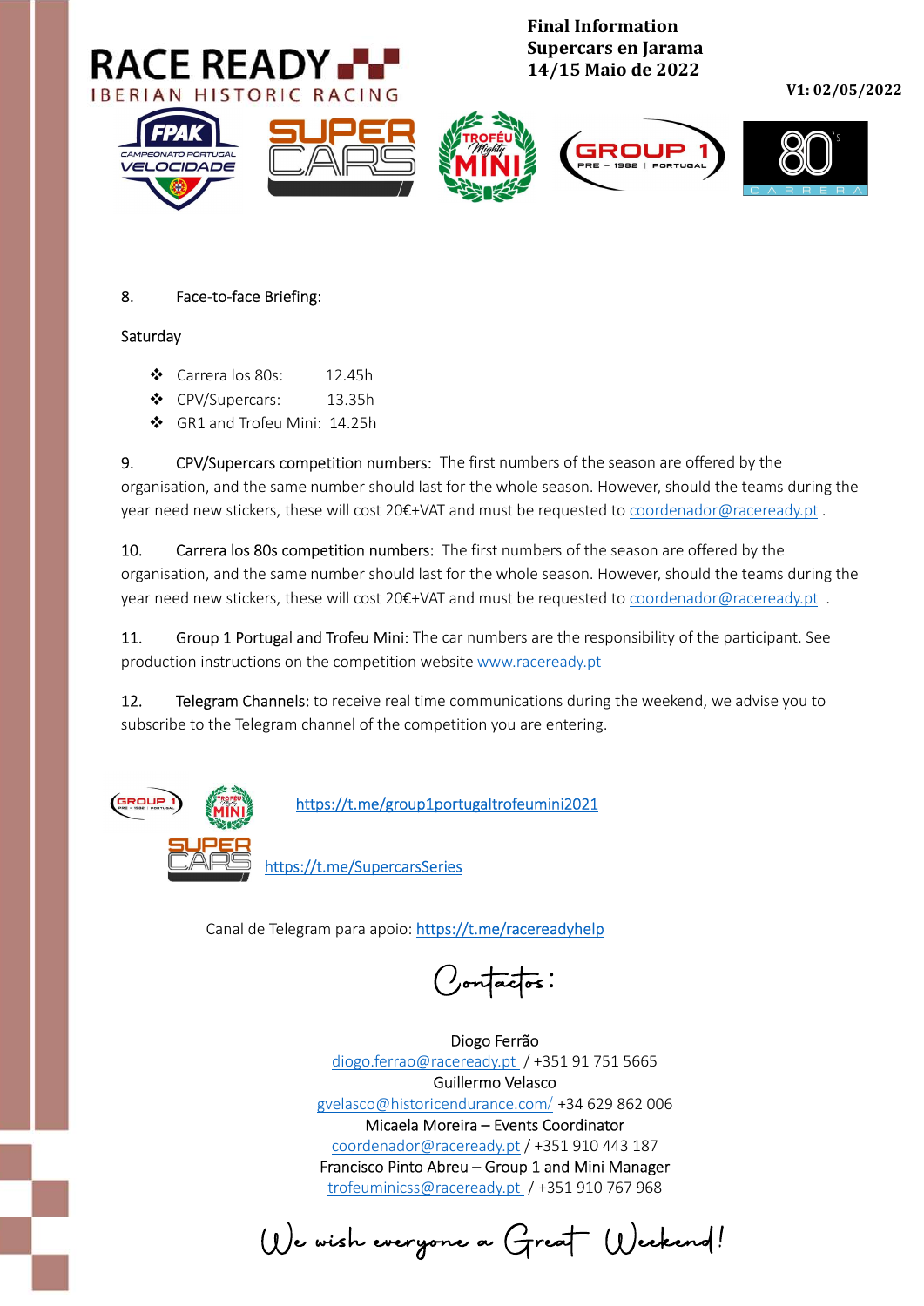Final Information
Supercars en Jarama
14/15 Maio de 2022

V1: 02/05/2022

8. Face-to-face Briefing:

Saturday

- Carrera los 80s: 12.45h
- CPV/Supercars: 13.35h
- GR1 and Trofeu Mini: 14.25h

9. CPV/Supercars competition numbers: The first numbers of the season are offered by the organisation, and the same number should last for the whole season. However, should the teams during the year need new stickers, these will cost 20€+VAT and must be requested to coordenador@raceready.pt .

10. Carrera los 80s competition numbers: The first numbers of the season are offered by the organisation, and the same number should last for the whole season. However, should the teams during the year need new stickers, these will cost 20€+VAT and must be requested to coordenador@raceready.pt .

11. Group 1 Portugal and Trofeu Mini: The car numbers are the responsibility of the participant. See production instructions on the competition website www.raceready.pt

12. Telegram Channels: to receive real time communications during the weekend, we advise you to subscribe to the Telegram channel of the competition you are entering.

https://t.me/group1portugaltrofeumini2021

https://t.me/SupercarsSeries

Canal de Telegram para apoio: https://t.me/racereadyhelp

Contactos:

Diogo Ferrão
diogo.ferrao@raceready.pt / +351 91 751 5665
Guillermo Velasco
gvelasco@historicendurance.com/ +34 629 862 006
Micaela Moreira – Events Coordinator
coordenador@raceready.pt / +351 910 443 187
Francisco Pinto Abreu – Group 1 and Mini Manager
trofeuminicss@raceready.pt / +351 910 767 968

We wish everyone a Great Weekend!